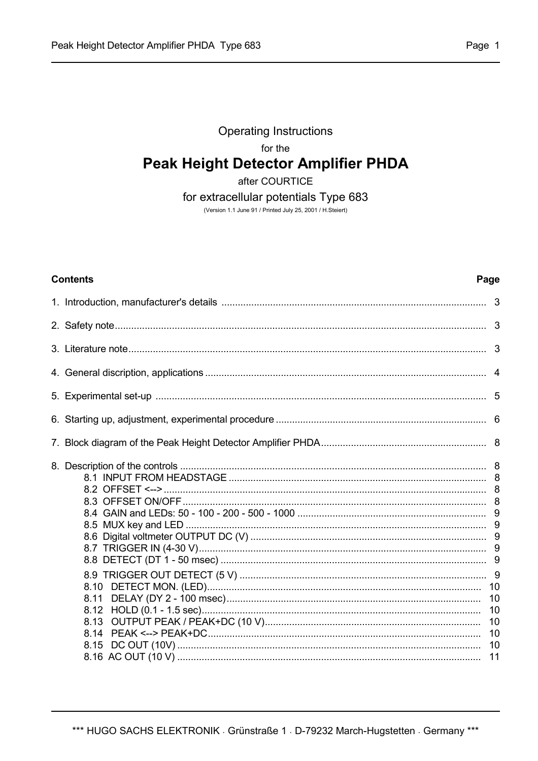Operating Instructions

for the

# Peak Height Detector Amplifier PHDA

after COURTICE

for extracellular potentials Type 683

(Version 1.1 June 91 / Printed July 25, 2001 / H.Steiert)

| **Contents** | **Page** |
|---|---|
| 1. Introduction, manufacturer's details | 3 |
| 2. Safety note | 3 |
| 3. Literature note | 3 |
| 4. General discription, applications | 4 |
| 5. Experimental set-up | 5 |
| 6. Starting up, adjustment, experimental procedure | 6 |
| 7. Block diagram of the Peak Height Detector Amplifier PHDA | 8 |
| 8. Description of the controls | 8 |
| 8.1 INPUT FROM HEADSTAGE | 8 |
| 8.2 OFFSET <--> | 8 |
| 8.3 OFFSET ON/OFF | 8 |
| 8.4 GAIN and LEDs: 50 - 100 - 200 - 500 - 1000 | 9 |
| 8.5 MUX key and LED | 9 |
| 8.6 Digital voltmeter OUTPUT DC (V) | 9 |
| 8.7 TRIGGER IN (4-30 V) | 9 |
| 8.8 DETECT (DT 1 - 50 msec) | 9 |
| 8.9 TRIGGER OUT DETECT (5 V) | 9 |
| 8.10 DETECT MON. (LED) | 10 |
| 8.11 DELAY (DY 2 - 100 msec) | 10 |
| 8.12 HOLD (0.1 - 1.5 sec) | 10 |
| 8.13 OUTPUT PEAK / PEAK+DC (10 V) | 10 |
| 8.14 PEAK <--> PEAK+DC | 10 |
| 8.15 DC OUT (10V) | 10 |
| 8.16 AC OUT (10 V) | 11 |

*** HUGO SACHS ELEKTRONIK . Grünstraße 1 . D-79232 March-Hugstetten . Germany ***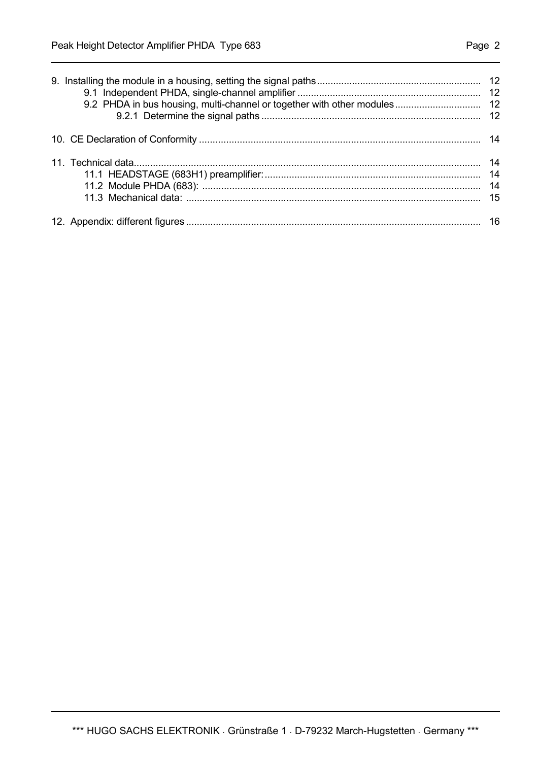9. Installing the module in a housing, setting the signal paths ........................................................ 12
    9.1 Independent PHDA, single-channel amplifier ...................................................................... 12
    9.2 PHDA in bus housing, multi-channel or together with other modules .............................. 12
        9.2.1 Determine the signal paths ......................................................................................... 12

10. CE Declaration of Conformity ...................................................................................................... 14

11. Technical data................................................................................................................................. 14
    11.1 HEADSTAGE (683H1) preamplifier: ................................................................................. 14
    11.2 Module PHDA (683): ........................................................................................................... 14
    11.3 Mechanical data: ................................................................................................................. 15

12. Appendix: different figures ........................................................................................................... 16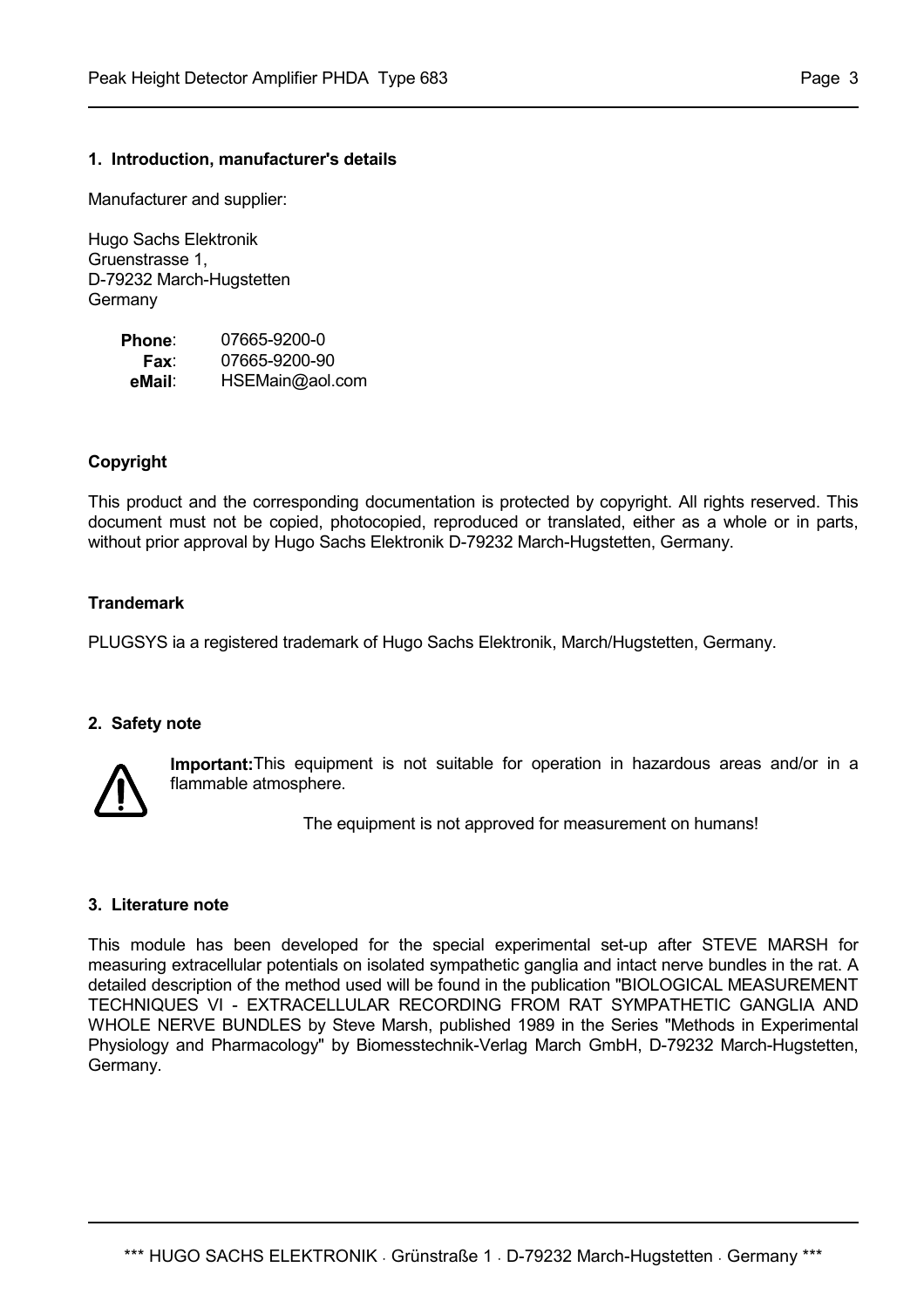## 1. Introduction, manufacturer's details

Manufacturer and supplier:

Hugo Sachs Elektronik
Gruenstrasse 1,
D-79232 March-Hugstetten
Germany

**Phone**: 07665-9200-0
**Fax**: 07665-9200-90
**eMail**: HSEMain@aol.com

### Copyright

This product and the corresponding documentation is protected by copyright. All rights reserved. This document must not be copied, photocopied, reproduced or translated, either as a whole or in parts, without prior approval by Hugo Sachs Elektronik D-79232 March-Hugstetten, Germany.

### Trandemark

PLUGSYS ia a registered trademark of Hugo Sachs Elektronik, March/Hugstetten, Germany.

## 2. Safety note

**Important:** This equipment is not suitable for operation in hazardous areas and/or in a flammable atmosphere.

The equipment is not approved for measurement on humans!

## 3. Literature note

This module has been developed for the special experimental set-up after STEVE MARSH for measuring extracellular potentials on isolated sympathetic ganglia and intact nerve bundles in the rat. A detailed description of the method used will be found in the publication "BIOLOGICAL MEASUREMENT TECHNIQUES VI - EXTRACELLULAR RECORDING FROM RAT SYMPATHETIC GANGLIA AND WHOLE NERVE BUNDLES by Steve Marsh, published 1989 in the Series "Methods in Experimental Physiology and Pharmacology" by Biomesstechnik-Verlag March GmbH, D-79232 March-Hugstetten, Germany.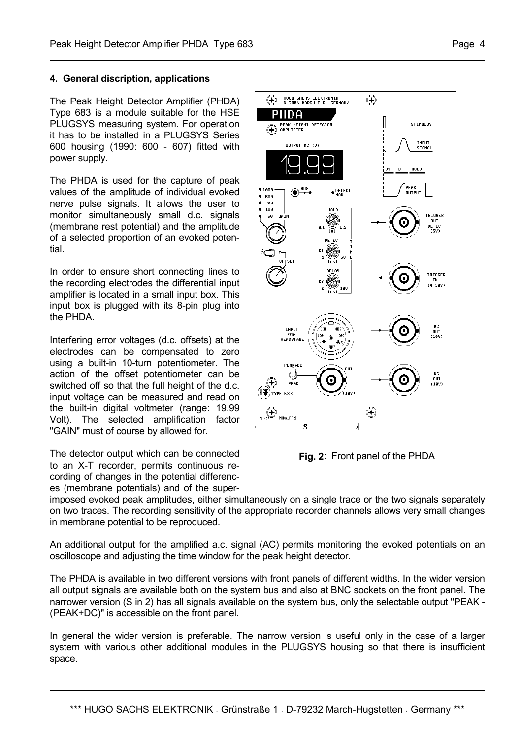## 4. General discription, applications

The Peak Height Detector Amplifier (PHDA) Type 683 is a module suitable for the HSE PLUGSYS measuring system. For operation it has to be installed in a PLUGSYS Series 600 housing (1990: 600 - 607) fitted with power supply.

The PHDA is used for the capture of peak values of the amplitude of individual evoked nerve pulse signals. It allows the user to monitor simultaneously small d.c. signals (membrane rest potential) and the amplitude of a selected proportion of an evoked potential.

In order to ensure short connecting lines to the recording electrodes the differential input amplifier is located in a small input box. This input box is plugged with its 8-pin plug into the PHDA.

Interfering error voltages (d.c. offsets) at the electrodes can be compensated to zero using a built-in 10-turn potentiometer. The action of the offset potentiometer can be switched off so that the full height of the d.c. input voltage can be measured and read on the built-in digital voltmeter (range: 19.99 Volt). The selected amplification factor "GAIN" must of course by allowed for.

**Fig. 2**: Front panel of the PHDA

The detector output which can be connected to an X-T recorder, permits continuous recording of changes in the potential differences (membrane potentials) and of the superimposed evoked peak amplitudes, either simultaneously on a single trace or the two signals separately on two traces. The recording sensitivity of the appropriate recorder channels allows very small changes in membrane potential to be reproduced.

An additional output for the amplified a.c. signal (AC) permits monitoring the evoked potentials on an oscilloscope and adjusting the time window for the peak height detector.

The PHDA is available in two different versions with front panels of different widths. In the wider version all output signals are available both on the system bus and also at BNC sockets on the front panel. The narrower version (S in 2) has all signals available on the system bus, only the selectable output "PEAK - (PEAK+DC)" is accessible on the front panel.

In general the wider version is preferable. The narrow version is useful only in the case of a larger system with various other additional modules in the PLUGSYS housing so that there is insufficient space.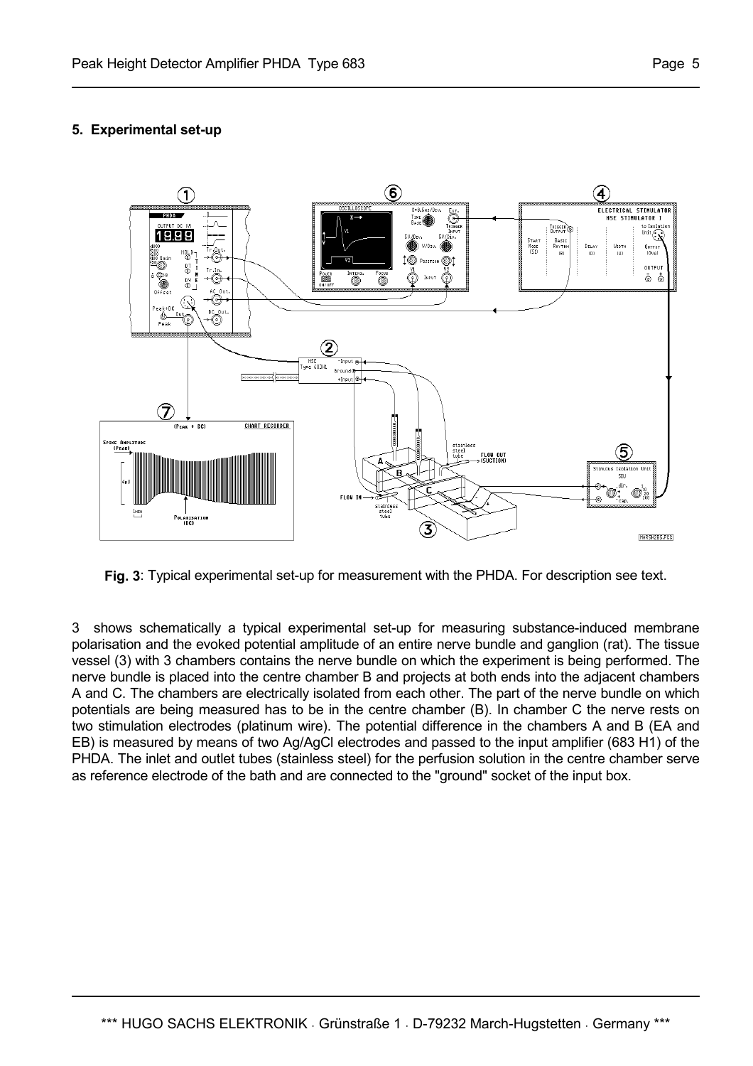## 5. Experimental set-up

**Fig. 3**: Typical experimental set-up for measurement with the PHDA. For description see text.

3 shows schematically a typical experimental set-up for measuring substance-induced membrane polarisation and the evoked potential amplitude of an entire nerve bundle and ganglion (rat). The tissue vessel (3) with 3 chambers contains the nerve bundle on which the experiment is being performed. The nerve bundle is placed into the centre chamber B and projects at both ends into the adjacent chambers A and C. The chambers are electrically isolated from each other. The part of the nerve bundle on which potentials are being measured has to be in the centre chamber (B). In chamber C the nerve rests on two stimulation electrodes (platinum wire). The potential difference in the chambers A and B (EA and EB) is measured by means of two Ag/AgCl electrodes and passed to the input amplifier (683 H1) of the PHDA. The inlet and outlet tubes (stainless steel) for the perfusion solution in the centre chamber serve as reference electrode of the bath and are connected to the "ground" socket of the input box.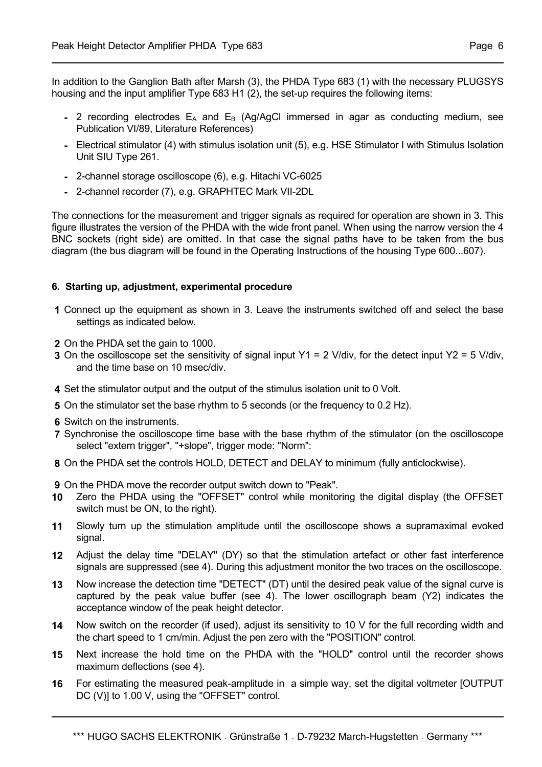In addition to the Ganglion Bath after Marsh (3), the PHDA Type 683 (1) with the necessary PLUGSYS housing and the input amplifier Type 683 H1 (2), the set-up requires the following items:

- 2 recording electrodes $E_A$ and $E_B$ (Ag/AgCl immersed in agar as conducting medium, see Publication VI/89, Literature References)
- Electrical stimulator (4) with stimulus isolation unit (5), e.g. HSE Stimulator I with Stimulus Isolation Unit SIU Type 261.
- 2-channel storage oscilloscope (6), e.g. Hitachi VC-6025
- 2-channel recorder (7), e.g. GRAPHTEC Mark VII-2DL

The connections for the measurement and trigger signals as required for operation are shown in 3. This figure illustrates the version of the PHDA with the wide front panel. When using the narrow version the 4 BNC sockets (right side) are omitted. In that case the signal paths have to be taken from the bus diagram (the bus diagram will be found in the Operating Instructions of the housing Type 600...607).

#### 6. Starting up, adjustment, experimental procedure

1. Connect up the equipment as shown in 3. Leave the instruments switched off and select the base settings as indicated below.
2. On the PHDA set the gain to 1000.
3. On the oscilloscope set the sensitivity of signal input Y1 = 2 V/div, for the detect input Y2 = 5 V/div, and the time base on 10 msec/div.
4. Set the stimulator output and the output of the stimulus isolation unit to 0 Volt.
5. On the stimulator set the base rhythm to 5 seconds (or the frequency to 0.2 Hz).
6. Switch on the instruments.
7. Synchronise the oscilloscope time base with the base rhythm of the stimulator (on the oscilloscope select "extern trigger", "+slope", trigger mode: "Norm":
8. On the PHDA set the controls HOLD, DETECT and DELAY to minimum (fully anticlockwise).
9. On the PHDA move the recorder output switch down to "Peak".
10. Zero the PHDA using the "OFFSET" control while monitoring the digital display (the OFFSET switch must be ON, to the right).
11. Slowly turn up the stimulation amplitude until the oscilloscope shows a supramaximal evoked signal.
12. Adjust the delay time "DELAY" (DY) so that the stimulation artefact or other fast interference signals are suppressed (see 4). During this adjustment monitor the two traces on the oscilloscope.
13. Now increase the detection time "DETECT" (DT) until the desired peak value of the signal curve is captured by the peak value buffer (see 4). The lower oscillograph beam (Y2) indicates the acceptance window of the peak height detector.
14. Now switch on the recorder (if used), adjust its sensitivity to 10 V for the full recording width and the chart speed to 1 cm/min. Adjust the pen zero with the "POSITION" control.
15. Next increase the hold time on the PHDA with the "HOLD" control until the recorder shows maximum deflections (see 4).
16. For estimating the measured peak-amplitude in a simple way, set the digital voltmeter [OUTPUT DC (V)] to 1.00 V, using the "OFFSET" control.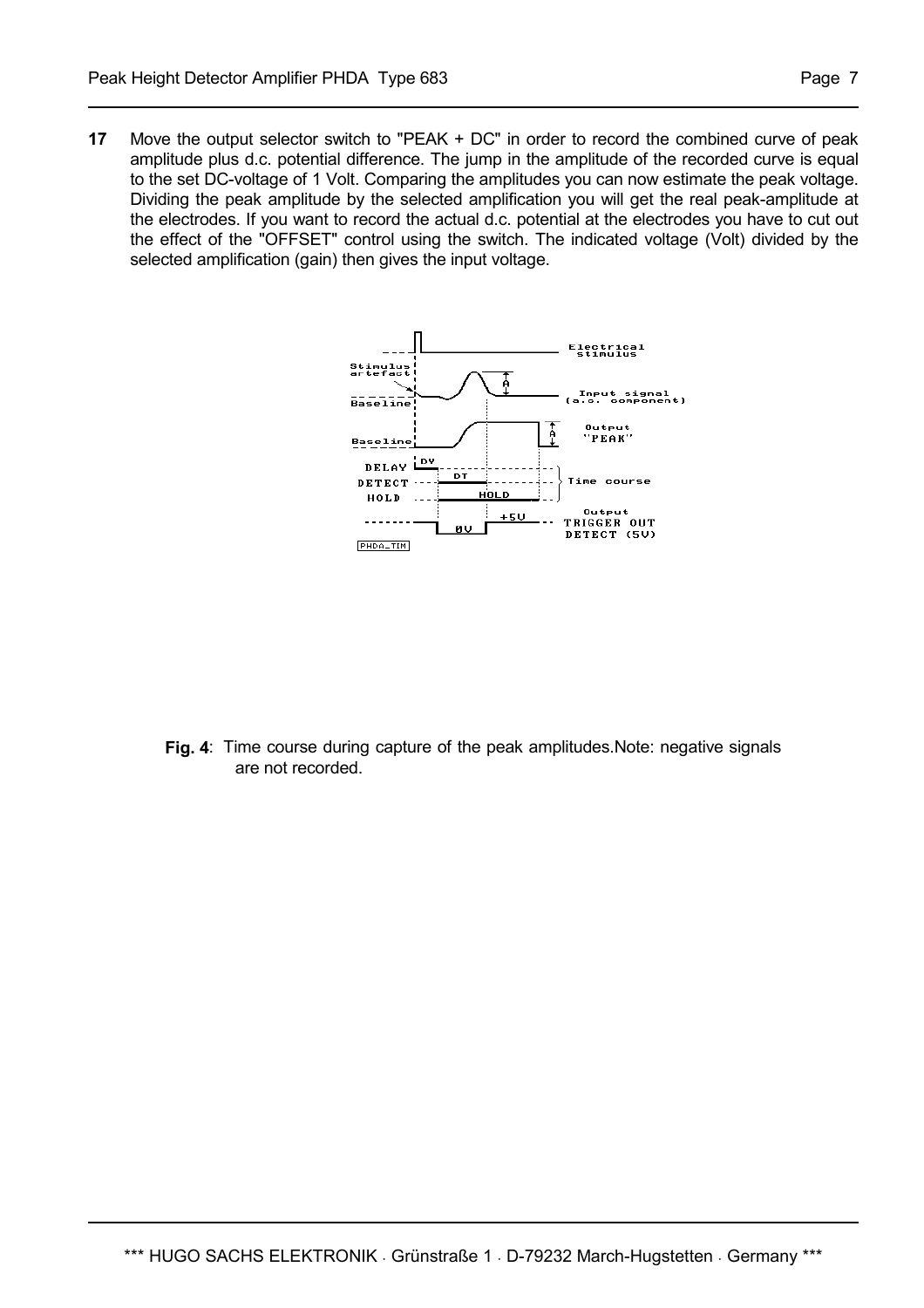**17** Move the output selector switch to "PEAK + DC" in order to record the combined curve of peak amplitude plus d.c. potential difference. The jump in the amplitude of the recorded curve is equal to the set DC-voltage of 1 Volt. Comparing the amplitudes you can now estimate the peak voltage. Dividing the peak amplitude by the selected amplification you will get the real peak-amplitude at the electrodes. If you want to record the actual d.c. potential at the electrodes you have to cut out the effect of the "OFFSET" control using the switch. The indicated voltage (Volt) divided by the selected amplification (gain) then gives the input voltage.

**Fig. 4**: Time course during capture of the peak amplitudes.Note: negative signals are not recorded.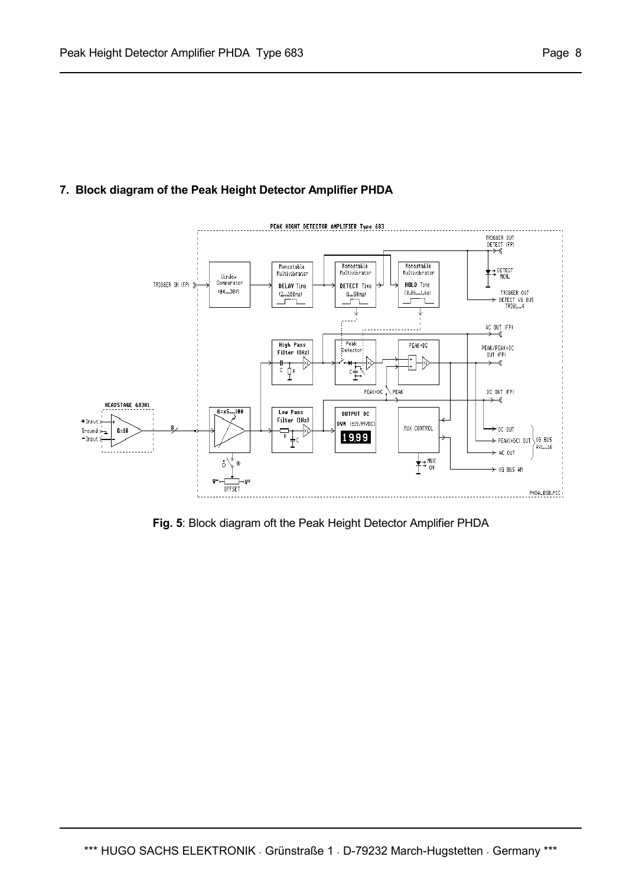## 7. Block diagram of the Peak Height Detector Amplifier PHDA

**Fig. 5**: Block diagram oft the Peak Height Detector Amplifier PHDA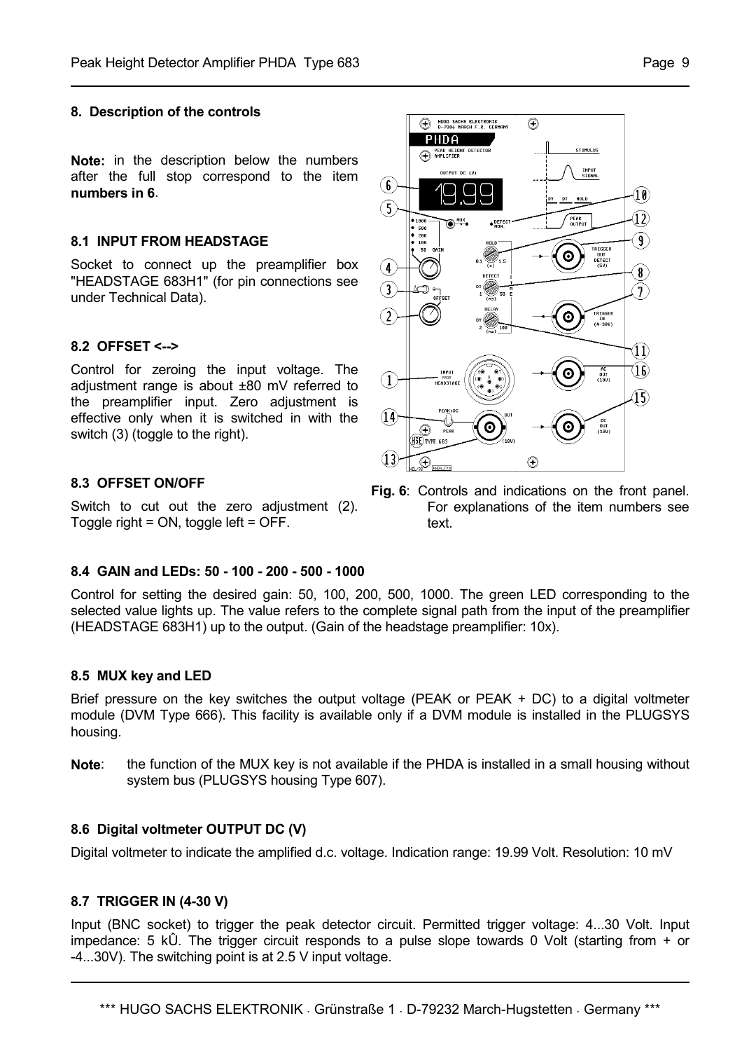## 8. Description of the controls

**Note:** in the description below the numbers after the full stop correspond to the item **numbers in 6**.

### 8.1 INPUT FROM HEADSTAGE

Socket to connect up the preamplifier box "HEADSTAGE 683H1" (for pin connections see under Technical Data).

### 8.2 OFFSET <-->

Control for zeroing the input voltage. The adjustment range is about ±80 mV referred to the preamplifier input. Zero adjustment is effective only when it is switched in with the switch (3) (toggle to the right).

### 8.3 OFFSET ON/OFF

Switch to cut out the zero adjustment (2). Toggle right = ON, toggle left = OFF.

**Fig. 6**: Controls and indications on the front panel. For explanations of the item numbers see text.

### 8.4 GAIN and LEDs: 50 - 100 - 200 - 500 - 1000

Control for setting the desired gain: 50, 100, 200, 500, 1000. The green LED corresponding to the selected value lights up. The value refers to the complete signal path from the input of the preamplifier (HEADSTAGE 683H1) up to the output. (Gain of the headstage preamplifier: 10x).

### 8.5 MUX key and LED

Brief pressure on the key switches the output voltage (PEAK or PEAK + DC) to a digital voltmeter module (DVM Type 666). This facility is available only if a DVM module is installed in the PLUGSYS housing.

**Note**: the function of the MUX key is not available if the PHDA is installed in a small housing without system bus (PLUGSYS housing Type 607).

### 8.6 Digital voltmeter OUTPUT DC (V)

Digital voltmeter to indicate the amplified d.c. voltage. Indication range: 19.99 Volt. Resolution: 10 mV

### 8.7 TRIGGER IN (4-30 V)

Input (BNC socket) to trigger the peak detector circuit. Permitted trigger voltage: 4...30 Volt. Input impedance: 5 kÛ. The trigger circuit responds to a pulse slope towards 0 Volt (starting from + or -4...30V). The switching point is at 2.5 V input voltage.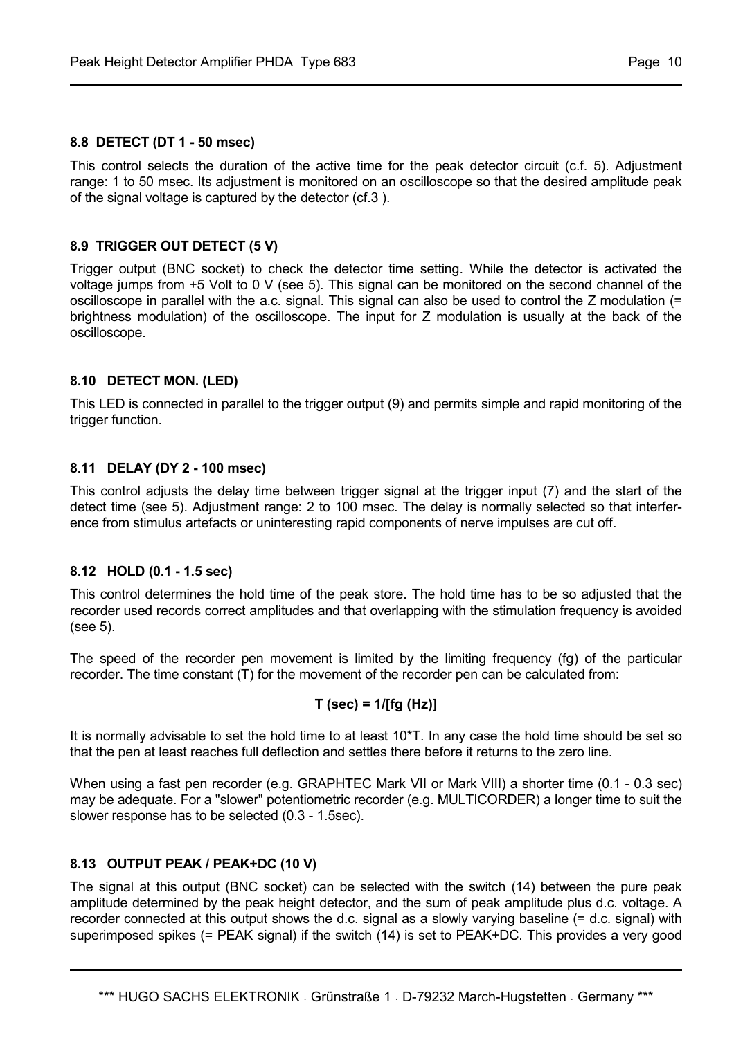### 8.8 DETECT (DT 1 - 50 msec)

This control selects the duration of the active time for the peak detector circuit (c.f. 5). Adjustment range: 1 to 50 msec. Its adjustment is monitored on an oscilloscope so that the desired amplitude peak of the signal voltage is captured by the detector (cf.3 ).

### 8.9 TRIGGER OUT DETECT (5 V)

Trigger output (BNC socket) to check the detector time setting. While the detector is activated the voltage jumps from +5 Volt to 0 V (see 5). This signal can be monitored on the second channel of the oscilloscope in parallel with the a.c. signal. This signal can also be used to control the Z modulation (= brightness modulation) of the oscilloscope. The input for Z modulation is usually at the back of the oscilloscope.

### 8.10 DETECT MON. (LED)

This LED is connected in parallel to the trigger output (9) and permits simple and rapid monitoring of the trigger function.

### 8.11 DELAY (DY 2 - 100 msec)

This control adjusts the delay time between trigger signal at the trigger input (7) and the start of the detect time (see 5). Adjustment range: 2 to 100 msec. The delay is normally selected so that interference from stimulus artefacts or uninteresting rapid components of nerve impulses are cut off.

### 8.12 HOLD (0.1 - 1.5 sec)

This control determines the hold time of the peak store. The hold time has to be so adjusted that the recorder used records correct amplitudes and that overlapping with the stimulation frequency is avoided (see 5).

The speed of the recorder pen movement is limited by the limiting frequency (fg) of the particular recorder. The time constant (T) for the movement of the recorder pen can be calculated from:

**T (sec) = 1/[fg (Hz)]**

It is normally advisable to set the hold time to at least 10*T. In any case the hold time should be set so that the pen at least reaches full deflection and settles there before it returns to the zero line.

When using a fast pen recorder (e.g. GRAPHTEC Mark VII or Mark VIII) a shorter time (0.1 - 0.3 sec) may be adequate. For a "slower" potentiometric recorder (e.g. MULTICORDER) a longer time to suit the slower response has to be selected (0.3 - 1.5sec).

### 8.13 OUTPUT PEAK / PEAK+DC (10 V)

The signal at this output (BNC socket) can be selected with the switch (14) between the pure peak amplitude determined by the peak height detector, and the sum of peak amplitude plus d.c. voltage. A recorder connected at this output shows the d.c. signal as a slowly varying baseline (= d.c. signal) with superimposed spikes (= PEAK signal) if the switch (14) is set to PEAK+DC. This provides a very good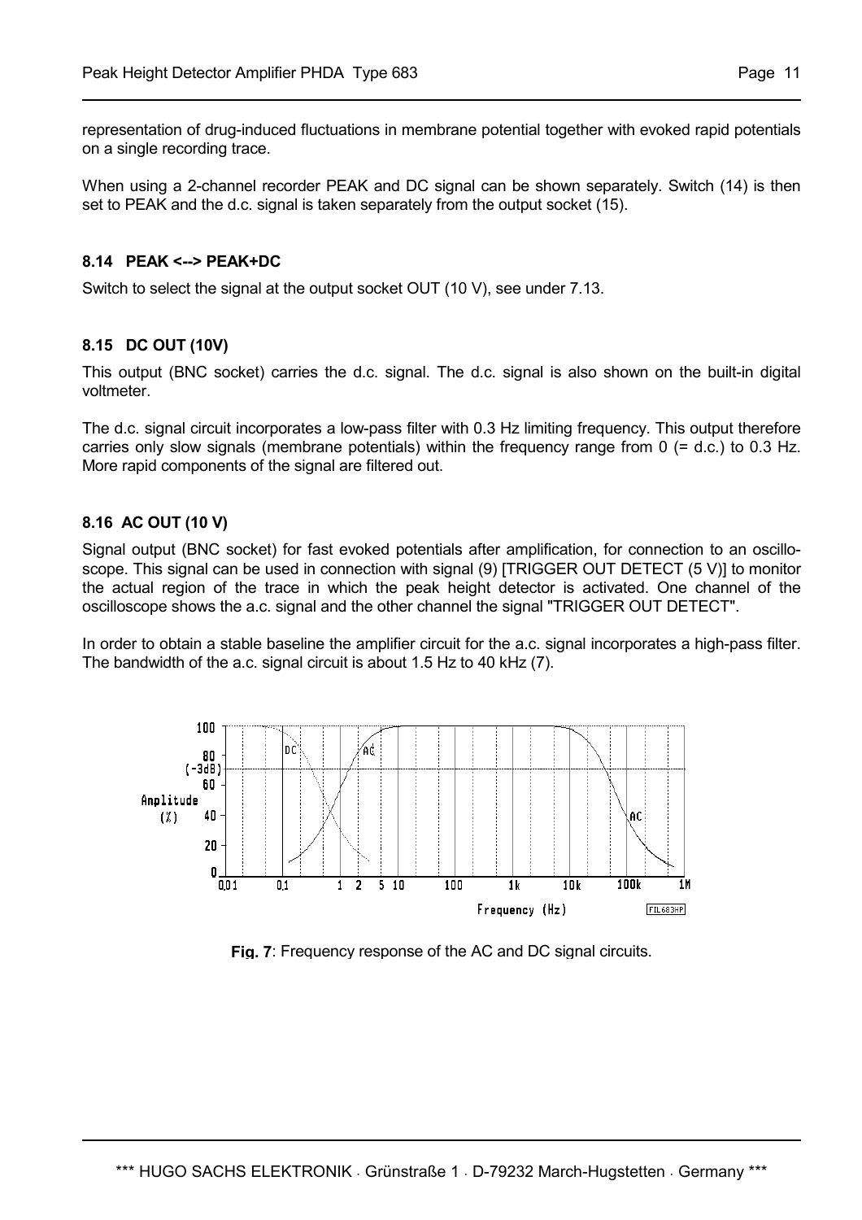representation of drug-induced fluctuations in membrane potential together with evoked rapid potentials on a single recording trace.

When using a 2-channel recorder PEAK and DC signal can be shown separately. Switch (14) is then set to PEAK and the d.c. signal is taken separately from the output socket (15).

### 8.14 PEAK <--> PEAK+DC

Switch to select the signal at the output socket OUT (10 V), see under 7.13.

### 8.15 DC OUT (10V)

This output (BNC socket) carries the d.c. signal. The d.c. signal is also shown on the built-in digital voltmeter.

The d.c. signal circuit incorporates a low-pass filter with 0.3 Hz limiting frequency. This output therefore carries only slow signals (membrane potentials) within the frequency range from 0 (= d.c.) to 0.3 Hz. More rapid components of the signal are filtered out.

### 8.16 AC OUT (10 V)

Signal output (BNC socket) for fast evoked potentials after amplification, for connection to an oscilloscope. This signal can be used in connection with signal (9) [TRIGGER OUT DETECT (5 V)] to monitor the actual region of the trace in which the peak height detector is activated. One channel of the oscilloscope shows the a.c. signal and the other channel the signal "TRIGGER OUT DETECT".

In order to obtain a stable baseline the amplifier circuit for the a.c. signal incorporates a high-pass filter. The bandwidth of the a.c. signal circuit is about 1.5 Hz to 40 kHz (7).

**Fig. 7**: Frequency response of the AC and DC signal circuits.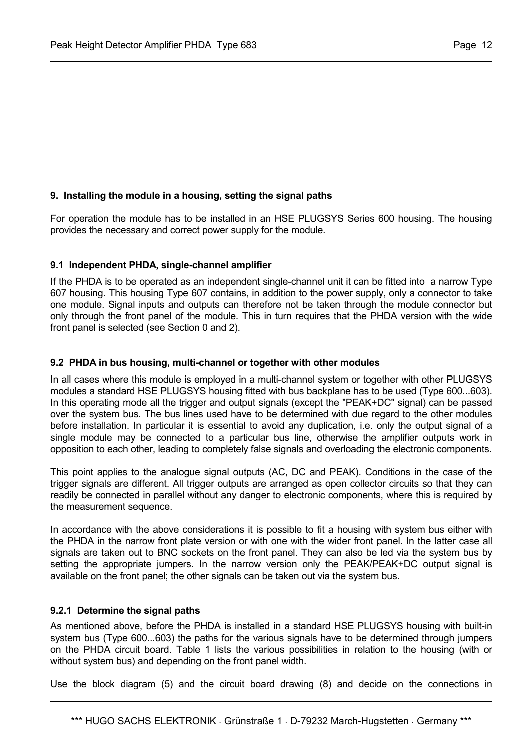## 9. Installing the module in a housing, setting the signal paths

For operation the module has to be installed in an HSE PLUGSYS Series 600 housing. The housing provides the necessary and correct power supply for the module.

### 9.1 Independent PHDA, single-channel amplifier

If the PHDA is to be operated as an independent single-channel unit it can be fitted into a narrow Type 607 housing. This housing Type 607 contains, in addition to the power supply, only a connector to take one module. Signal inputs and outputs can therefore not be taken through the module connector but only through the front panel of the module. This in turn requires that the PHDA version with the wide front panel is selected (see Section 0 and 2).

### 9.2 PHDA in bus housing, multi-channel or together with other modules

In all cases where this module is employed in a multi-channel system or together with other PLUGSYS modules a standard HSE PLUGSYS housing fitted with bus backplane has to be used (Type 600...603). In this operating mode all the trigger and output signals (except the "PEAK+DC" signal) can be passed over the system bus. The bus lines used have to be determined with due regard to the other modules before installation. In particular it is essential to avoid any duplication, i.e. only the output signal of a single module may be connected to a particular bus line, otherwise the amplifier outputs work in opposition to each other, leading to completely false signals and overloading the electronic components.

This point applies to the analogue signal outputs (AC, DC and PEAK). Conditions in the case of the trigger signals are different. All trigger outputs are arranged as open collector circuits so that they can readily be connected in parallel without any danger to electronic components, where this is required by the measurement sequence.

In accordance with the above considerations it is possible to fit a housing with system bus either with the PHDA in the narrow front plate version or with one with the wider front panel. In the latter case all signals are taken out to BNC sockets on the front panel. They can also be led via the system bus by setting the appropriate jumpers. In the narrow version only the PEAK/PEAK+DC output signal is available on the front panel; the other signals can be taken out via the system bus.

#### 9.2.1 Determine the signal paths

As mentioned above, before the PHDA is installed in a standard HSE PLUGSYS housing with built-in system bus (Type 600...603) the paths for the various signals have to be determined through jumpers on the PHDA circuit board. Table 1 lists the various possibilities in relation to the housing (with or without system bus) and depending on the front panel width.

Use the block diagram (5) and the circuit board drawing (8) and decide on the connections in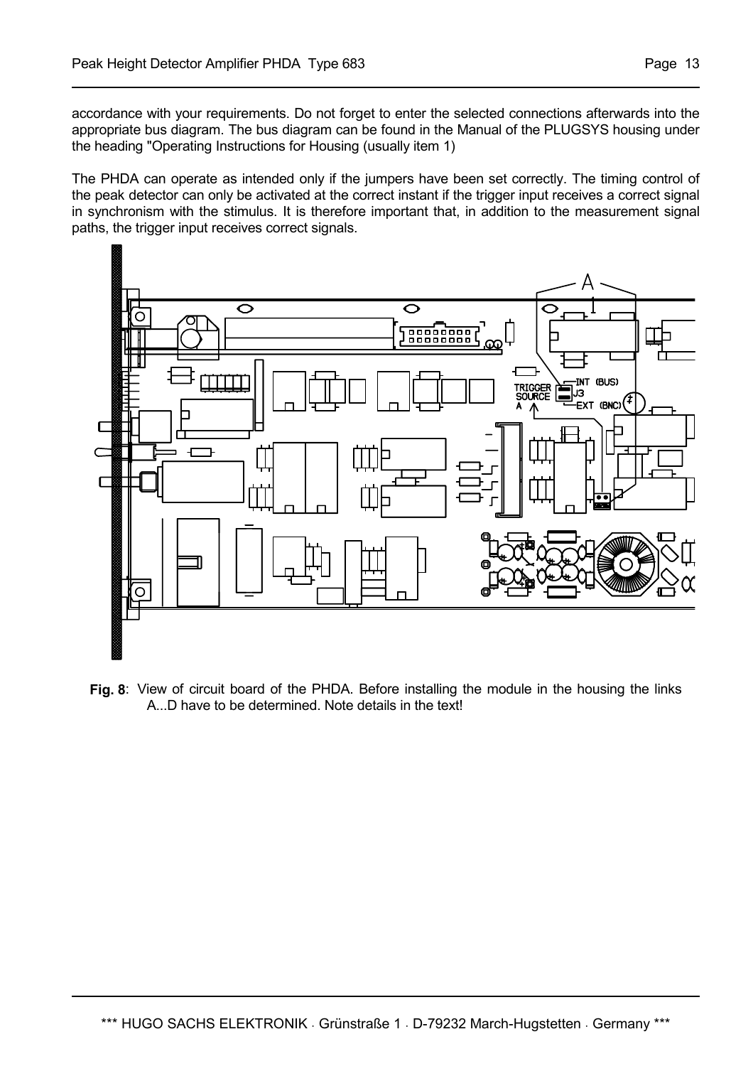accordance with your requirements. Do not forget to enter the selected connections afterwards into the appropriate bus diagram. The bus diagram can be found in the Manual of the PLUGSYS housing under the heading "Operating Instructions for Housing (usually item 1)

The PHDA can operate as intended only if the jumpers have been set correctly. The timing control of the peak detector can only be activated at the correct instant if the trigger input receives a correct signal in synchronism with the stimulus. It is therefore important that, in addition to the measurement signal paths, the trigger input receives correct signals.

**Fig. 8**: View of circuit board of the PHDA. Before installing the module in the housing the links A...D have to be determined. Note details in the text!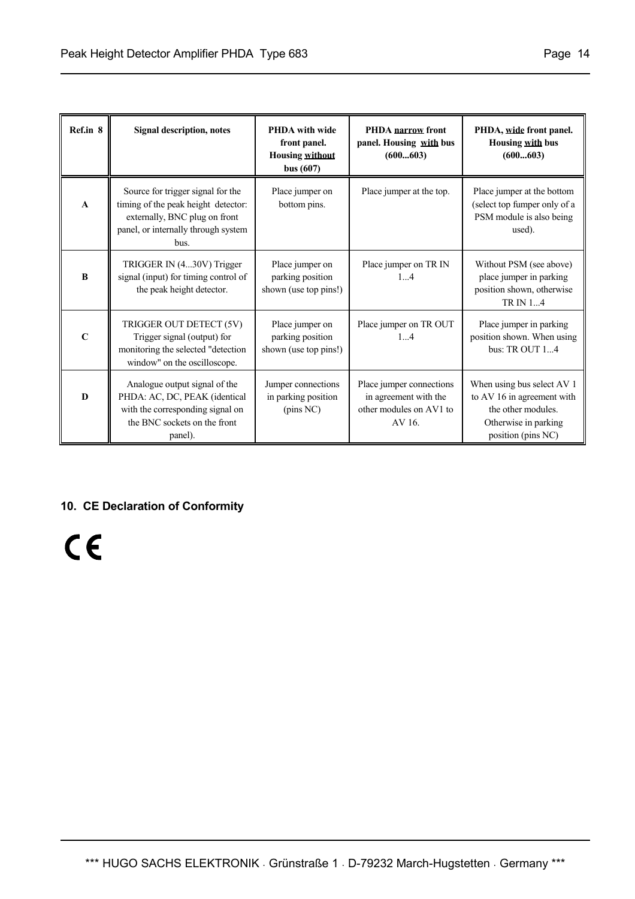| Ref.in 8 | Signal description, notes | PHDA with wide front panel. Housing without bus (607) | PHDA narrow front panel. Housing with bus (600...603) | PHDA, wide front panel. Housing with bus (600...603) |
|---|---|---|---|---|
| A | Source for trigger signal for the timing of the peak height detector: externally, BNC plug on front panel, or internally through system bus. | Place jumper on bottom pins. | Place jumper at the top. | Place jumper at the bottom (select top fumper only of a PSM module is also being used). |
| B | TRIGGER IN (4...30V) Trigger signal (input) for timing control of the peak height detector. | Place jumper on parking position shown (use top pins!) | Place jumper on TR IN 1...4 | Without PSM (see above) place jumper in parking position shown, otherwise TR IN 1...4 |
| C | TRIGGER OUT DETECT (5V) Trigger signal (output) for monitoring the selected "detection window" on the oscilloscope. | Place jumper on parking position shown (use top pins!) | Place jumper on TR OUT 1...4 | Place jumper in parking position shown. When using bus: TR OUT 1...4 |
| D | Analogue output signal of the PHDA: AC, DC, PEAK (identical with the corresponding signal on the BNC sockets on the front panel). | Jumper connections in parking position (pins NC) | Place jumper connections in agreement with the other modules on AV1 to AV 16. | When using bus select AV 1 to AV 16 in agreement with the other modules. Otherwise in parking position (pins NC) |

## 10. CE Declaration of Conformity

CE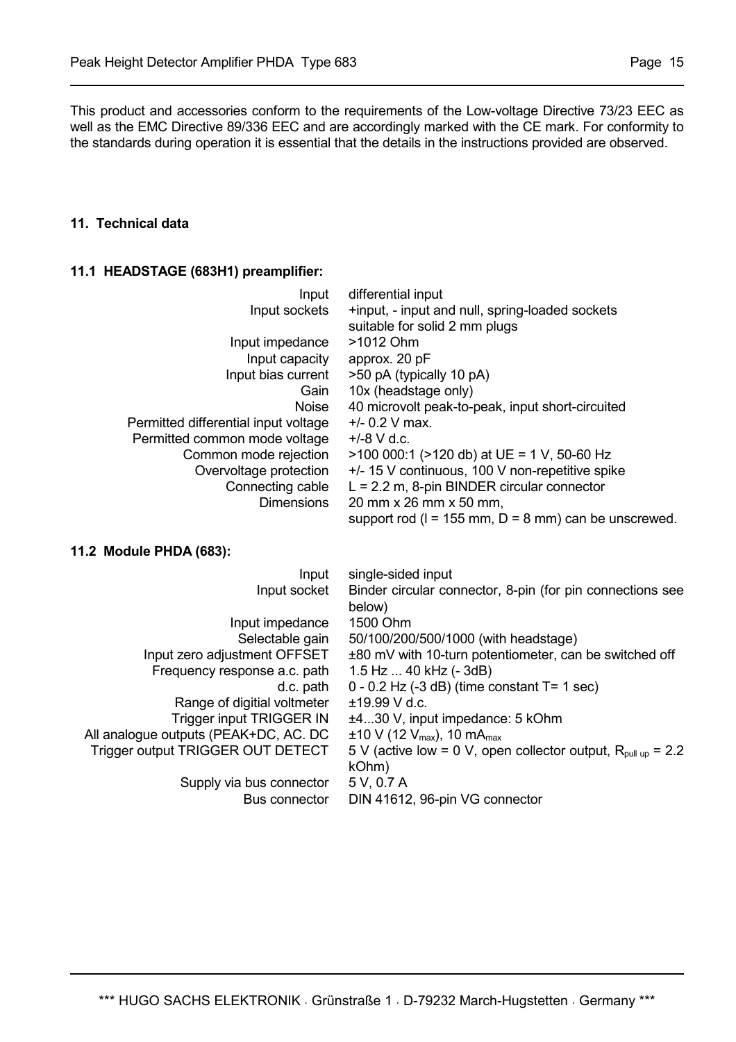This product and accessories conform to the requirements of the Low-voltage Directive 73/23 EEC as well as the EMC Directive 89/336 EEC and are accordingly marked with the CE mark. For conformity to the standards during operation it is essential that the details in the instructions provided are observed.

## 11. Technical data

### 11.1 HEADSTAGE (683H1) preamplifier:

| | |
|---|---|
| Input | differential input |
| Input sockets | +input, - input and null, spring-loaded sockets suitable for solid 2 mm plugs |
| Input impedance | >1012 Ohm |
| Input capacity | approx. 20 pF |
| Input bias current | >50 pA (typically 10 pA) |
| Gain | 10x (headstage only) |
| Noise | 40 microvolt peak-to-peak, input short-circuited |
| Permitted differential input voltage | +/- 0.2 V max. |
| Permitted common mode voltage | +/-8 V d.c. |
| Common mode rejection | >100 000:1 (>120 db) at UE = 1 V, 50-60 Hz |
| Overvoltage protection | +/- 15 V continuous, 100 V non-repetitive spike |
| Connecting cable | L = 2.2 m, 8-pin BINDER circular connector |
| Dimensions | 20 mm x 26 mm x 50 mm, support rod (l = 155 mm, D = 8 mm) can be unscrewed. |

### 11.2 Module PHDA (683):

| | |
|---|---|
| Input | single-sided input |
| Input socket | Binder circular connector, 8-pin (for pin connections see below) |
| Input impedance | 1500 Ohm |
| Selectable gain | 50/100/200/500/1000 (with headstage) |
| Input zero adjustment OFFSET | ±80 mV with 10-turn potentiometer, can be switched off |
| Frequency response a.c. path | 1.5 Hz ... 40 kHz (- 3dB) |
| d.c. path | 0 - 0.2 Hz (-3 dB) (time constant T= 1 sec) |
| Range of digitial voltmeter | ±19.99 V d.c. |
| Trigger input TRIGGER IN | ±4...30 V, input impedance: 5 kOhm |
| All analogue outputs (PEAK+DC, AC. DC | ±10 V (12 $V_{max}$), 10 $mA_{max}$ |
| Trigger output TRIGGER OUT DETECT | 5 V (active low = 0 V, open collector output, $R_{pull\ up}$ = 2.2 kOhm) |
| Supply via bus connector | 5 V, 0.7 A |
| Bus connector | DIN 41612, 96-pin VG connector |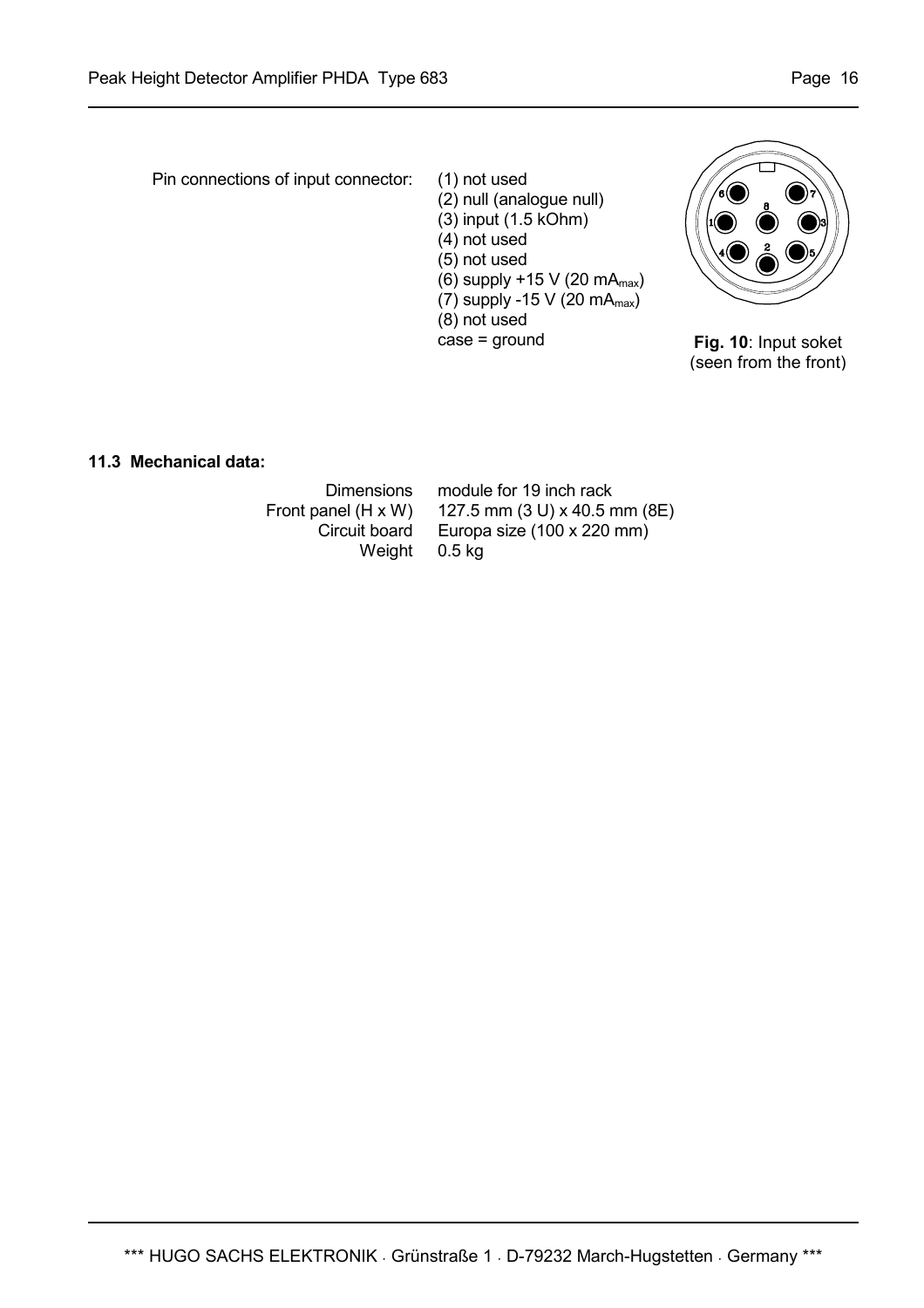Pin connections of input connector:

(1) not used
(2) null (analogue null)
(3) input (1.5 kOhm)
(4) not used
(5) not used
(6) supply +15 V (20 $mA_{max}$)
(7) supply -15 V (20 $mA_{max}$)
(8) not used
case = ground

**Fig. 10**: Input soket (seen from the front)

### 11.3 Mechanical data:

| | |
|---|---|
| Dimensions | module for 19 inch rack |
| Front panel (H x W) | 127.5 mm (3 U) x 40.5 mm (8E) |
| Circuit board | Europa size (100 x 220 mm) |
| Weight | 0.5 kg |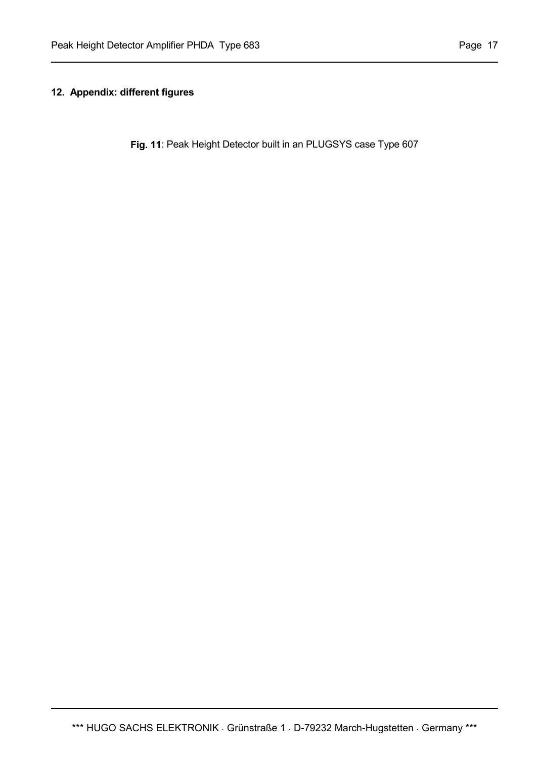## 12. Appendix: different figures

**Fig. 11**: Peak Height Detector built in an PLUGSYS case Type 607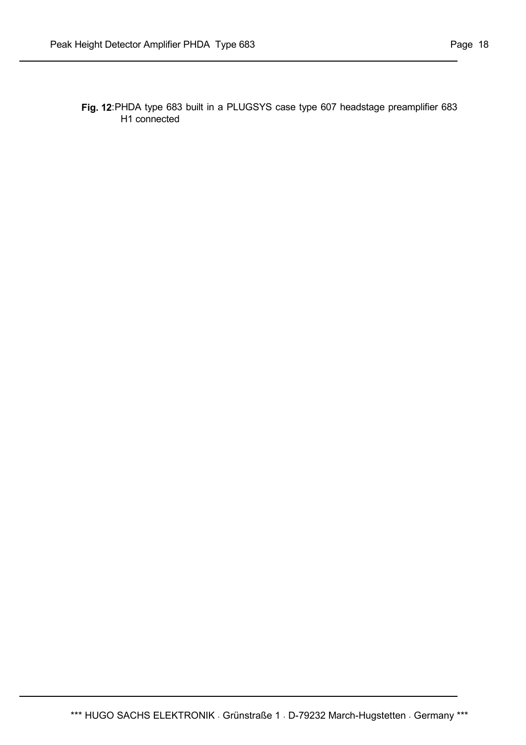**Fig. 12**: PHDA type 683 built in a PLUGSYS case type 607 headstage preamplifier 683 H1 connected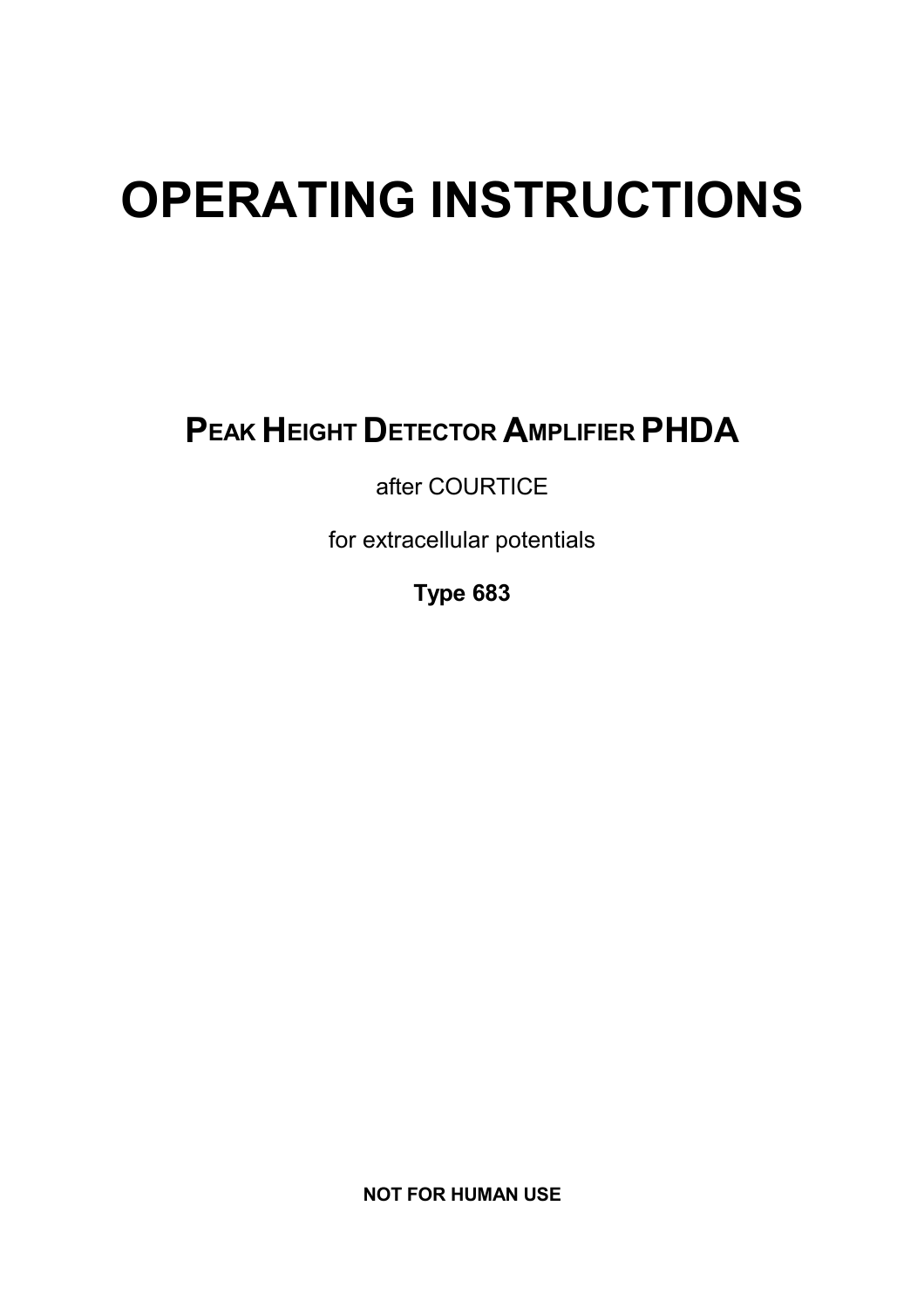# OPERATING INSTRUCTIONS

## PEAK HEIGHT DETECTOR AMPLIFIER PHDA

after COURTICE

for extracellular potentials

**Type 683**

**NOT FOR HUMAN USE**